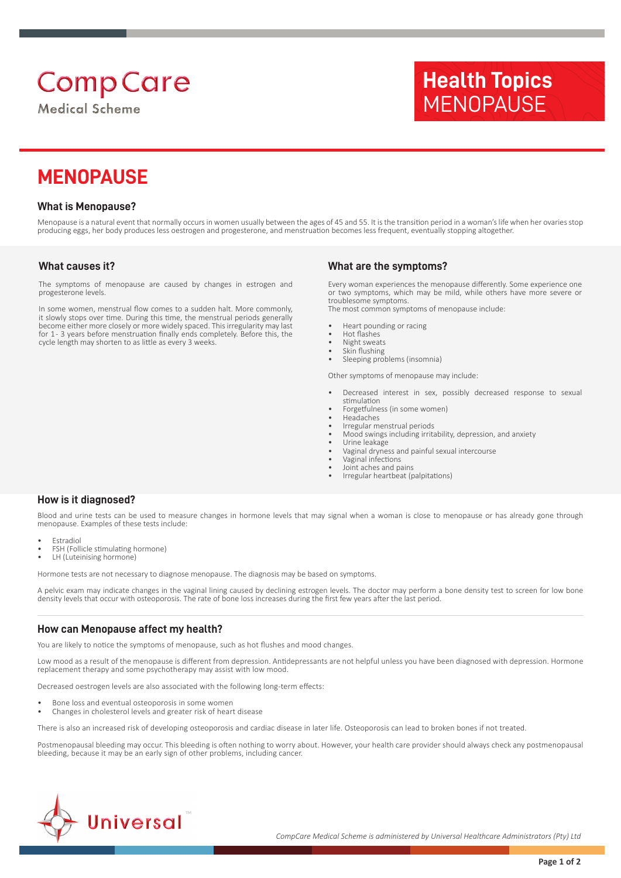CompCare
Medical Scheme

**Health Topics**
MENOPAUSE

# MENOPAUSE

## What is Menopause?

Menopause is a natural event that normally occurs in women usually between the ages of 45 and 55. It is the transition period in a woman's life when her ovaries stop producing eggs, her body produces less oestrogen and progesterone, and menstruation becomes less frequent, eventually stopping altogether.

## What causes it?

The symptoms of menopause are caused by changes in estrogen and progesterone levels.

In some women, menstrual flow comes to a sudden halt. More commonly, it slowly stops over time. During this time, the menstrual periods generally become either more closely or more widely spaced. This irregularity may last for 1- 3 years before menstruation finally ends completely. Before this, the cycle length may shorten to as little as every 3 weeks.

## What are the symptoms?

Every woman experiences the menopause differently. Some experience one or two symptoms, which may be mild, while others have more severe or troublesome symptoms.
The most common symptoms of menopause include:

- Heart pounding or racing
- Hot flashes
- Night sweats
- Skin flushing
- Sleeping problems (insomnia)

Other symptoms of menopause may include:

- Decreased interest in sex, possibly decreased response to sexual stimulation
- Forgetfulness (in some women)
- Headaches
- Irregular menstrual periods
- Mood swings including irritability, depression, and anxiety
- Urine leakage
- Vaginal dryness and painful sexual intercourse
- Vaginal infections
- Joint aches and pains
- Irregular heartbeat (palpitations)

## How is it diagnosed?

Blood and urine tests can be used to measure changes in hormone levels that may signal when a woman is close to menopause or has already gone through menopause. Examples of these tests include:

- Estradiol
- FSH (Follicle stimulating hormone)
- LH (Luteinising hormone)

Hormone tests are not necessary to diagnose menopause. The diagnosis may be based on symptoms.

A pelvic exam may indicate changes in the vaginal lining caused by declining estrogen levels. The doctor may perform a bone density test to screen for low bone density levels that occur with osteoporosis. The rate of bone loss increases during the first few years after the last period.

## How can Menopause affect my health?

You are likely to notice the symptoms of menopause, such as hot flushes and mood changes.

Low mood as a result of the menopause is different from depression. Antidepressants are not helpful unless you have been diagnosed with depression. Hormone replacement therapy and some psychotherapy may assist with low mood.

Decreased oestrogen levels are also associated with the following long-term effects:

- Bone loss and eventual osteoporosis in some women
- Changes in cholesterol levels and greater risk of heart disease

There is also an increased risk of developing osteoporosis and cardiac disease in later life. Osteoporosis can lead to broken bones if not treated.

Postmenopausal bleeding may occur. This bleeding is often nothing to worry about. However, your health care provider should always check any postmenopausal bleeding, because it may be an early sign of other problems, including cancer.

Universal™

*CompCare Medical Scheme is administered by Universal Healthcare Administrators (Pty) Ltd*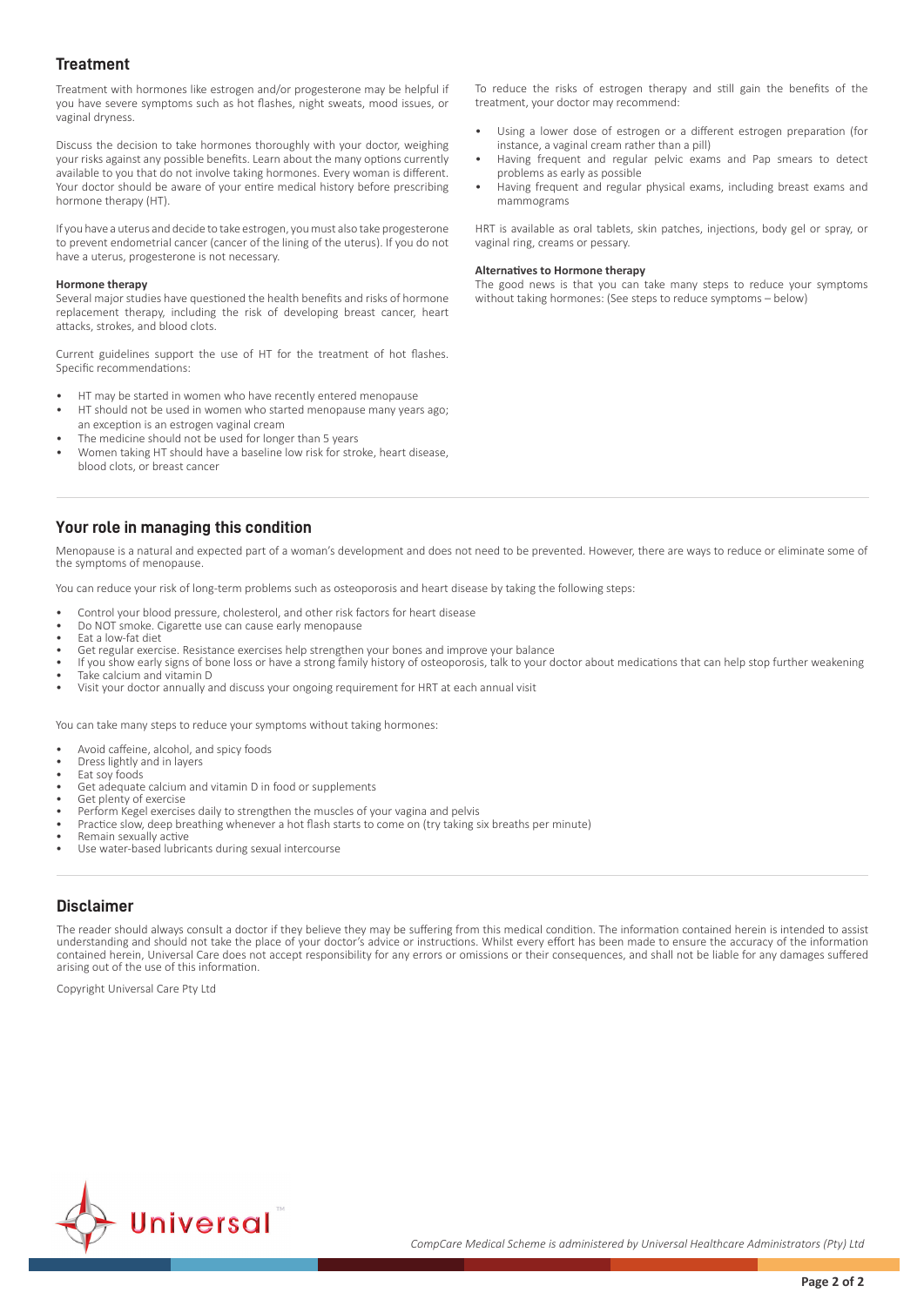## Treatment

Treatment with hormones like estrogen and/or progesterone may be helpful if you have severe symptoms such as hot flashes, night sweats, mood issues, or vaginal dryness.

Discuss the decision to take hormones thoroughly with your doctor, weighing your risks against any possible benefits. Learn about the many options currently available to you that do not involve taking hormones. Every woman is different. Your doctor should be aware of your entire medical history before prescribing hormone therapy (HT).

If you have a uterus and decide to take estrogen, you must also take progesterone to prevent endometrial cancer (cancer of the lining of the uterus). If you do not have a uterus, progesterone is not necessary.

**Hormone therapy**

Several major studies have questioned the health benefits and risks of hormone replacement therapy, including the risk of developing breast cancer, heart attacks, strokes, and blood clots.

Current guidelines support the use of HT for the treatment of hot flashes. Specific recommendations:

- HT may be started in women who have recently entered menopause
- HT should not be used in women who started menopause many years ago; an exception is an estrogen vaginal cream
- The medicine should not be used for longer than 5 years
- Women taking HT should have a baseline low risk for stroke, heart disease, blood clots, or breast cancer

To reduce the risks of estrogen therapy and still gain the benefits of the treatment, your doctor may recommend:

- Using a lower dose of estrogen or a different estrogen preparation (for instance, a vaginal cream rather than a pill)
- Having frequent and regular pelvic exams and Pap smears to detect problems as early as possible
- Having frequent and regular physical exams, including breast exams and mammograms

HRT is available as oral tablets, skin patches, injections, body gel or spray, or vaginal ring, creams or pessary.

**Alternatives to Hormone therapy**

The good news is that you can take many steps to reduce your symptoms without taking hormones: (See steps to reduce symptoms – below)

## Your role in managing this condition

Menopause is a natural and expected part of a woman's development and does not need to be prevented. However, there are ways to reduce or eliminate some of the symptoms of menopause.

You can reduce your risk of long-term problems such as osteoporosis and heart disease by taking the following steps:

- Control your blood pressure, cholesterol, and other risk factors for heart disease
- Do NOT smoke. Cigarette use can cause early menopause
- Eat a low-fat diet
- Get regular exercise. Resistance exercises help strengthen your bones and improve your balance
- If you show early signs of bone loss or have a strong family history of osteoporosis, talk to your doctor about medications that can help stop further weakening
- Take calcium and vitamin D
- Visit your doctor annually and discuss your ongoing requirement for HRT at each annual visit

You can take many steps to reduce your symptoms without taking hormones:

- Avoid caffeine, alcohol, and spicy foods
- Dress lightly and in layers
- Eat soy foods
- Get adequate calcium and vitamin D in food or supplements
- Get plenty of exercise
- Perform Kegel exercises daily to strengthen the muscles of your vagina and pelvis
- Practice slow, deep breathing whenever a hot flash starts to come on (try taking six breaths per minute)
- Remain sexually active
- Use water-based lubricants during sexual intercourse

## Disclaimer

The reader should always consult a doctor if they believe they may be suffering from this medical condition. The information contained herein is intended to assist understanding and should not take the place of your doctor's advice or instructions. Whilst every effort has been made to ensure the accuracy of the information contained herein, Universal Care does not accept responsibility for any errors or omissions or their consequences, and shall not be liable for any damages suffered arising out of the use of this information.

Copyright Universal Care Pty Ltd

Universal™

*CompCare Medical Scheme is administered by Universal Healthcare Administrators (Pty) Ltd*